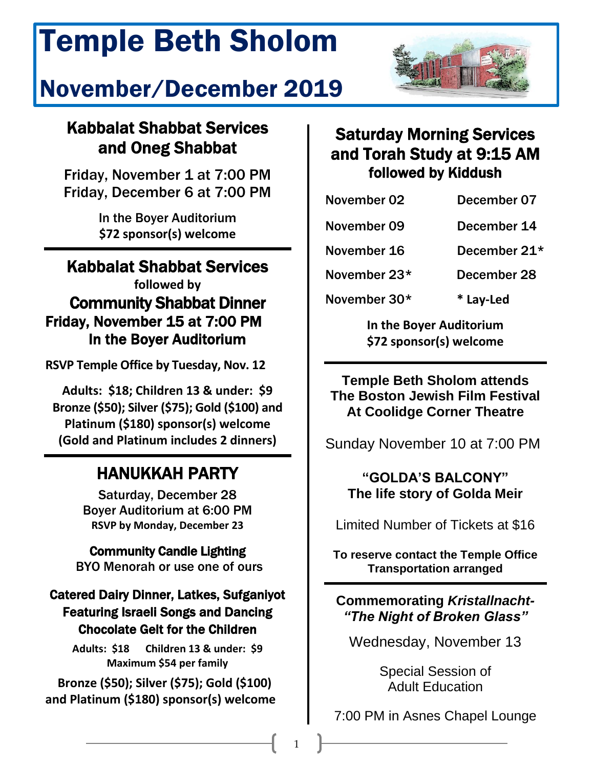# Temple Beth Sholom

## November/December 2019

### Kabbalat Shabbat Services and Oneg Shabbat

Friday, November 1 at 7:00 PM
Friday, December 6 at 7:00 PM

**In the Boyer Auditorium**
**$72 sponsor(s) welcome**

### Kabbalat Shabbat Services

**followed by**

### Community Shabbat Dinner

**Friday, November 15 at 7:00 PM**
**In the Boyer Auditorium**

**RSVP Temple Office by Tuesday, Nov. 12**

**Adults: $18; Children 13 & under: $9**
**Bronze ($50); Silver ($75); Gold ($100) and Platinum ($180) sponsor(s) welcome**
**(Gold and Platinum includes 2 dinners)**

### HANUKKAH PARTY

Saturday, December 28
Boyer Auditorium at 6:00 PM
**RSVP by Monday, December 23**

**Community Candle Lighting**
BYO Menorah or use one of ours

**Catered Dairy Dinner, Latkes, Sufganiyot**
**Featuring Israeli Songs and Dancing**
**Chocolate Gelt for the Children**

**Adults: $18 Children 13 & under: $9**
**Maximum $54 per family**

**Bronze ($50); Silver ($75); Gold ($100) and Platinum ($180) sponsor(s) welcome**

### Saturday Morning Services and Torah Study at 9:15 AM

**followed by Kiddush**

| | |
|---|---|
| November 02 | December 07 |
| November 09 | December 14 |
| November 16 | December 21* |
| November 23* | December 28 |
| November 30* | * Lay-Led |

**In the Boyer Auditorium**
**$72 sponsor(s) welcome**

### Temple Beth Sholom attends The Boston Jewish Film Festival At Coolidge Corner Theatre

Sunday November 10 at 7:00 PM

**"GOLDA'S BALCONY"**
**The life story of Golda Meir**

Limited Number of Tickets at $16

**To reserve contact the Temple Office**
**Transportation arranged**

### Commemorating *Kristallnacht- "The Night of Broken Glass"*

Wednesday, November 13

Special Session of Adult Education

7:00 PM in Asnes Chapel Lounge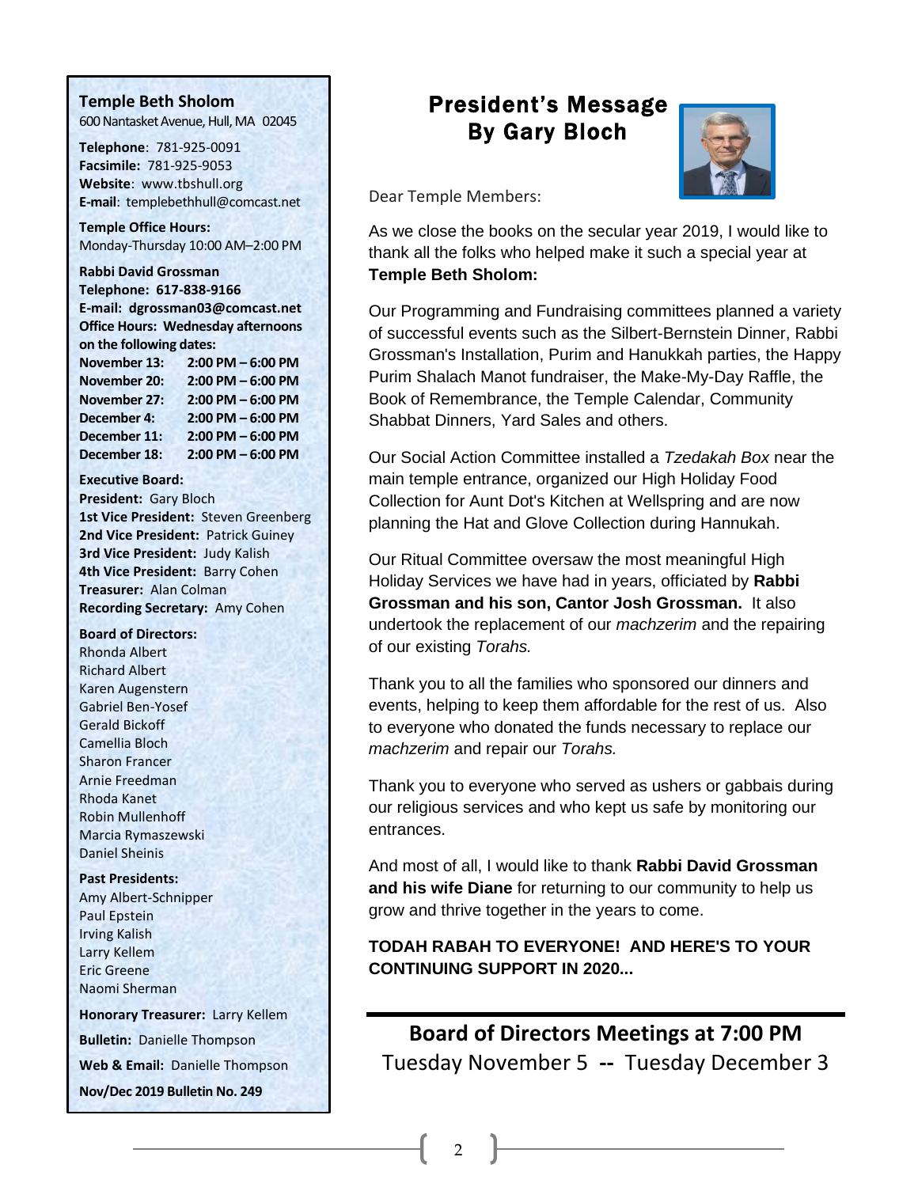**Temple Beth Sholom**
600 Nantasket Avenue, Hull, MA 02045

**Telephone**: 781-925-0091
**Facsimile:** 781-925-9053
**Website**: www.tbshull.org
**E-mail**: templebethhull@comcast.net

**Temple Office Hours:**
Monday-Thursday 10:00 AM–2:00 PM

**Rabbi David Grossman**
**Telephone: 617-838-9166**
**E-mail: dgrossman03@comcast.net**
**Office Hours: Wednesday afternoons on the following dates:**

| | |
|---|---|
| **November 13:** | **2:00 PM – 6:00 PM** |
| **November 20:** | **2:00 PM – 6:00 PM** |
| **November 27:** | **2:00 PM – 6:00 PM** |
| **December 4:** | **2:00 PM – 6:00 PM** |
| **December 11:** | **2:00 PM – 6:00 PM** |
| **December 18:** | **2:00 PM – 6:00 PM** |

**Executive Board:**
**President:** Gary Bloch
**1st Vice President:** Steven Greenberg
**2nd Vice President:** Patrick Guiney
**3rd Vice President:** Judy Kalish
**4th Vice President:** Barry Cohen
**Treasurer:** Alan Colman
**Recording Secretary:** Amy Cohen

**Board of Directors:**
Rhonda Albert
Richard Albert
Karen Augenstern
Gabriel Ben-Yosef
Gerald Bickoff
Camellia Bloch
Sharon Francer
Arnie Freedman
Rhoda Kanet
Robin Mullenhoff
Marcia Rymaszewski
Daniel Sheinis

**Past Presidents:**
Amy Albert-Schnipper
Paul Epstein
Irving Kalish
Larry Kellem
Eric Greene
Naomi Sherman

**Honorary Treasurer:** Larry Kellem

**Bulletin:** Danielle Thompson

**Web & Email:** Danielle Thompson

**Nov/Dec 2019 Bulletin No. 249**

# President's Message
## By Gary Bloch

Dear Temple Members:

As we close the books on the secular year 2019, I would like to thank all the folks who helped make it such a special year at **Temple Beth Sholom:**

Our Programming and Fundraising committees planned a variety of successful events such as the Silbert-Bernstein Dinner, Rabbi Grossman's Installation, Purim and Hanukkah parties, the Happy Purim Shalach Manot fundraiser, the Make-My-Day Raffle, the Book of Remembrance, the Temple Calendar, Community Shabbat Dinners, Yard Sales and others.

Our Social Action Committee installed a *Tzedakah Box* near the main temple entrance, organized our High Holiday Food Collection for Aunt Dot's Kitchen at Wellspring and are now planning the Hat and Glove Collection during Hannukah.

Our Ritual Committee oversaw the most meaningful High Holiday Services we have had in years, officiated by **Rabbi Grossman and his son, Cantor Josh Grossman.** It also undertook the replacement of our *machzerim* and the repairing of our existing *Torahs.*

Thank you to all the families who sponsored our dinners and events, helping to keep them affordable for the rest of us. Also to everyone who donated the funds necessary to replace our *machzerim* and repair our *Torahs.*

Thank you to everyone who served as ushers or gabbais during our religious services and who kept us safe by monitoring our entrances.

And most of all, I would like to thank **Rabbi David Grossman and his wife Diane** for returning to our community to help us grow and thrive together in the years to come.

**TODAH RABAH TO EVERYONE! AND HERE'S TO YOUR CONTINUING SUPPORT IN 2020...**

## Board of Directors Meetings at 7:00 PM

Tuesday November 5 -- Tuesday December 3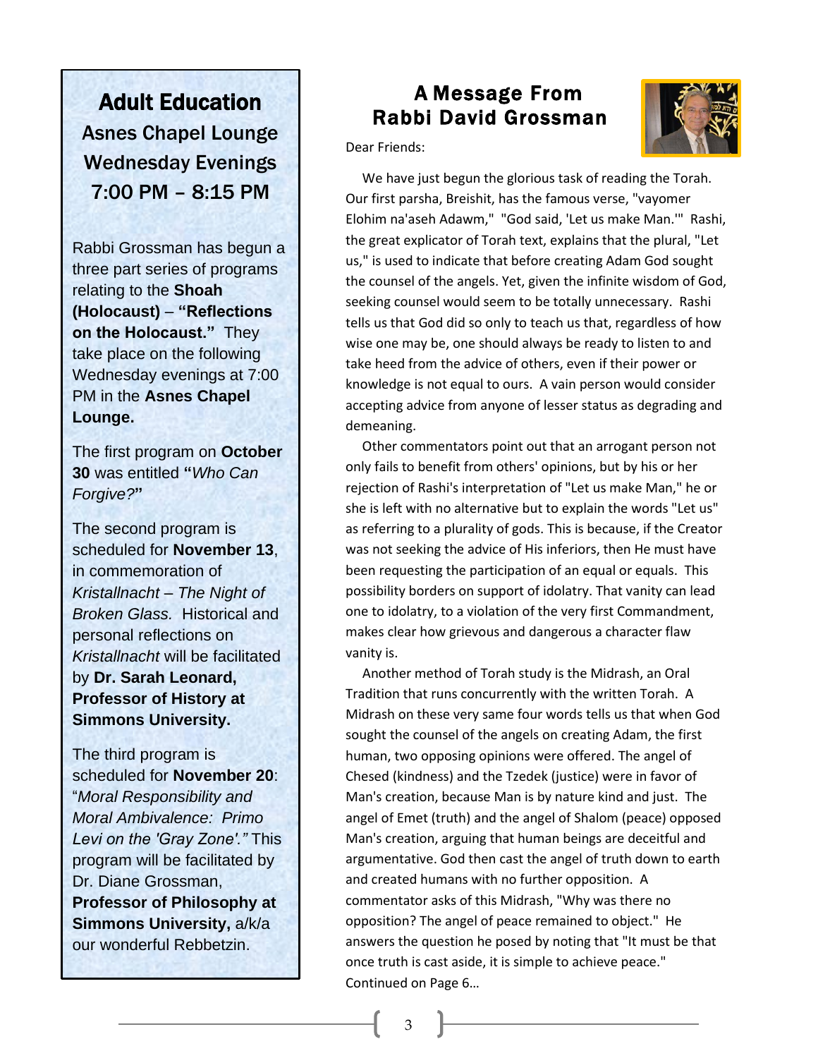## Adult Education

### Asnes Chapel Lounge
### Wednesday Evenings
### 7:00 PM – 8:15 PM

Rabbi Grossman has begun a three part series of programs relating to the **Shoah (Holocaust)** – **"Reflections on the Holocaust."** They take place on the following Wednesday evenings at 7:00 PM in the **Asnes Chapel Lounge.**

The first program on **October 30** was entitled **"***Who Can Forgive?***"**

The second program is scheduled for **November 13**, in commemoration of *Kristallnacht – The Night of Broken Glass.* Historical and personal reflections on *Kristallnacht* will be facilitated by **Dr. Sarah Leonard, Professor of History at Simmons University.**

The third program is scheduled for **November 20**: "*Moral Responsibility and Moral Ambivalence: Primo Levi on the 'Gray Zone'."* This program will be facilitated by Dr. Diane Grossman, **Professor of Philosophy at Simmons University,** a/k/a our wonderful Rebbetzin.

## A Message From Rabbi David Grossman

Dear Friends:

We have just begun the glorious task of reading the Torah. Our first parsha, Breishit, has the famous verse, "vayomer Elohim na'aseh Adawm," "God said, 'Let us make Man.'" Rashi, the great explicator of Torah text, explains that the plural, "Let us," is used to indicate that before creating Adam God sought the counsel of the angels. Yet, given the infinite wisdom of God, seeking counsel would seem to be totally unnecessary. Rashi tells us that God did so only to teach us that, regardless of how wise one may be, one should always be ready to listen to and take heed from the advice of others, even if their power or knowledge is not equal to ours. A vain person would consider accepting advice from anyone of lesser status as degrading and demeaning.

Other commentators point out that an arrogant person not only fails to benefit from others' opinions, but by his or her rejection of Rashi's interpretation of "Let us make Man," he or she is left with no alternative but to explain the words "Let us" as referring to a plurality of gods. This is because, if the Creator was not seeking the advice of His inferiors, then He must have been requesting the participation of an equal or equals. This possibility borders on support of idolatry. That vanity can lead one to idolatry, to a violation of the very first Commandment, makes clear how grievous and dangerous a character flaw vanity is.

Another method of Torah study is the Midrash, an Oral Tradition that runs concurrently with the written Torah. A Midrash on these very same four words tells us that when God sought the counsel of the angels on creating Adam, the first human, two opposing opinions were offered. The angel of Chesed (kindness) and the Tzedek (justice) were in favor of Man's creation, because Man is by nature kind and just. The angel of Emet (truth) and the angel of Shalom (peace) opposed Man's creation, arguing that human beings are deceitful and argumentative. God then cast the angel of truth down to earth and created humans with no further opposition. A commentator asks of this Midrash, "Why was there no opposition? The angel of peace remained to object." He answers the question he posed by noting that "It must be that once truth is cast aside, it is simple to achieve peace."

Continued on Page 6…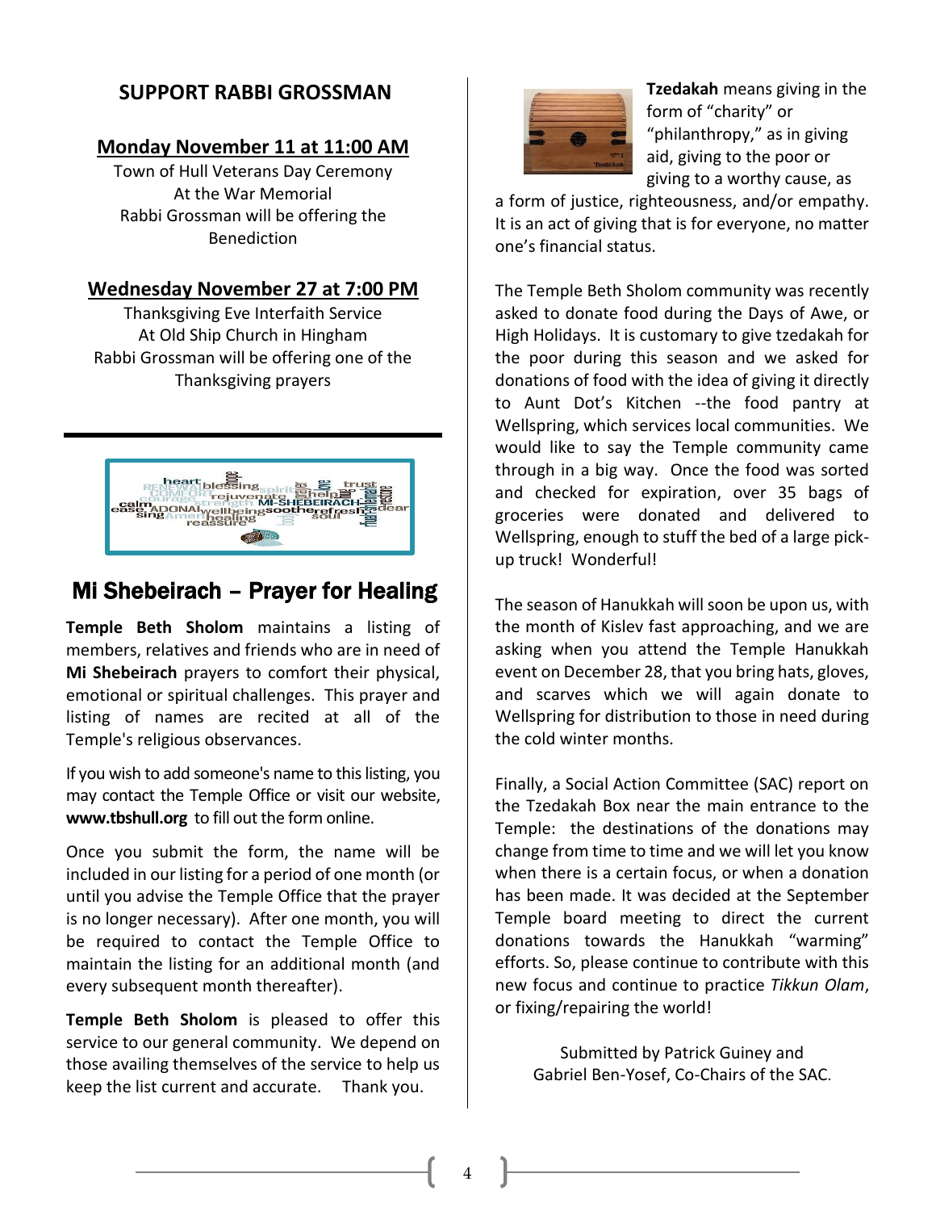## SUPPORT RABBI GROSSMAN

**Monday November 11 at 11:00 AM**

Town of Hull Veterans Day Ceremony
At the War Memorial
Rabbi Grossman will be offering the Benediction

**Wednesday November 27 at 7:00 PM**

Thanksgiving Eve Interfaith Service
At Old Ship Church in Hingham
Rabbi Grossman will be offering one of the Thanksgiving prayers

## Mi Shebeirach – Prayer for Healing

**Temple Beth Sholom** maintains a listing of members, relatives and friends who are in need of **Mi Shebeirach** prayers to comfort their physical, emotional or spiritual challenges. This prayer and listing of names are recited at all of the Temple's religious observances.

If you wish to add someone's name to this listing, you may contact the Temple Office or visit our website, **www.tbshull.org** to fill out the form online.

Once you submit the form, the name will be included in our listing for a period of one month (or until you advise the Temple Office that the prayer is no longer necessary). After one month, you will be required to contact the Temple Office to maintain the listing for an additional month (and every subsequent month thereafter).

**Temple Beth Sholom** is pleased to offer this service to our general community. We depend on those availing themselves of the service to help us keep the list current and accurate. Thank you.

**Tzedakah** means giving in the form of "charity" or "philanthropy," as in giving aid, giving to the poor or giving to a worthy cause, as a form of justice, righteousness, and/or empathy. It is an act of giving that is for everyone, no matter one's financial status.

The Temple Beth Sholom community was recently asked to donate food during the Days of Awe, or High Holidays. It is customary to give tzedakah for the poor during this season and we asked for donations of food with the idea of giving it directly to Aunt Dot's Kitchen --the food pantry at Wellspring, which services local communities. We would like to say the Temple community came through in a big way. Once the food was sorted and checked for expiration, over 35 bags of groceries were donated and delivered to Wellspring, enough to stuff the bed of a large pick-up truck! Wonderful!

The season of Hanukkah will soon be upon us, with the month of Kislev fast approaching, and we are asking when you attend the Temple Hanukkah event on December 28, that you bring hats, gloves, and scarves which we will again donate to Wellspring for distribution to those in need during the cold winter months.

Finally, a Social Action Committee (SAC) report on the Tzedakah Box near the main entrance to the Temple: the destinations of the donations may change from time to time and we will let you know when there is a certain focus, or when a donation has been made. It was decided at the September Temple board meeting to direct the current donations towards the Hanukkah "warming" efforts. So, please continue to contribute with this new focus and continue to practice *Tikkun Olam*, or fixing/repairing the world!

Submitted by Patrick Guiney and
Gabriel Ben-Yosef, Co-Chairs of the SAC.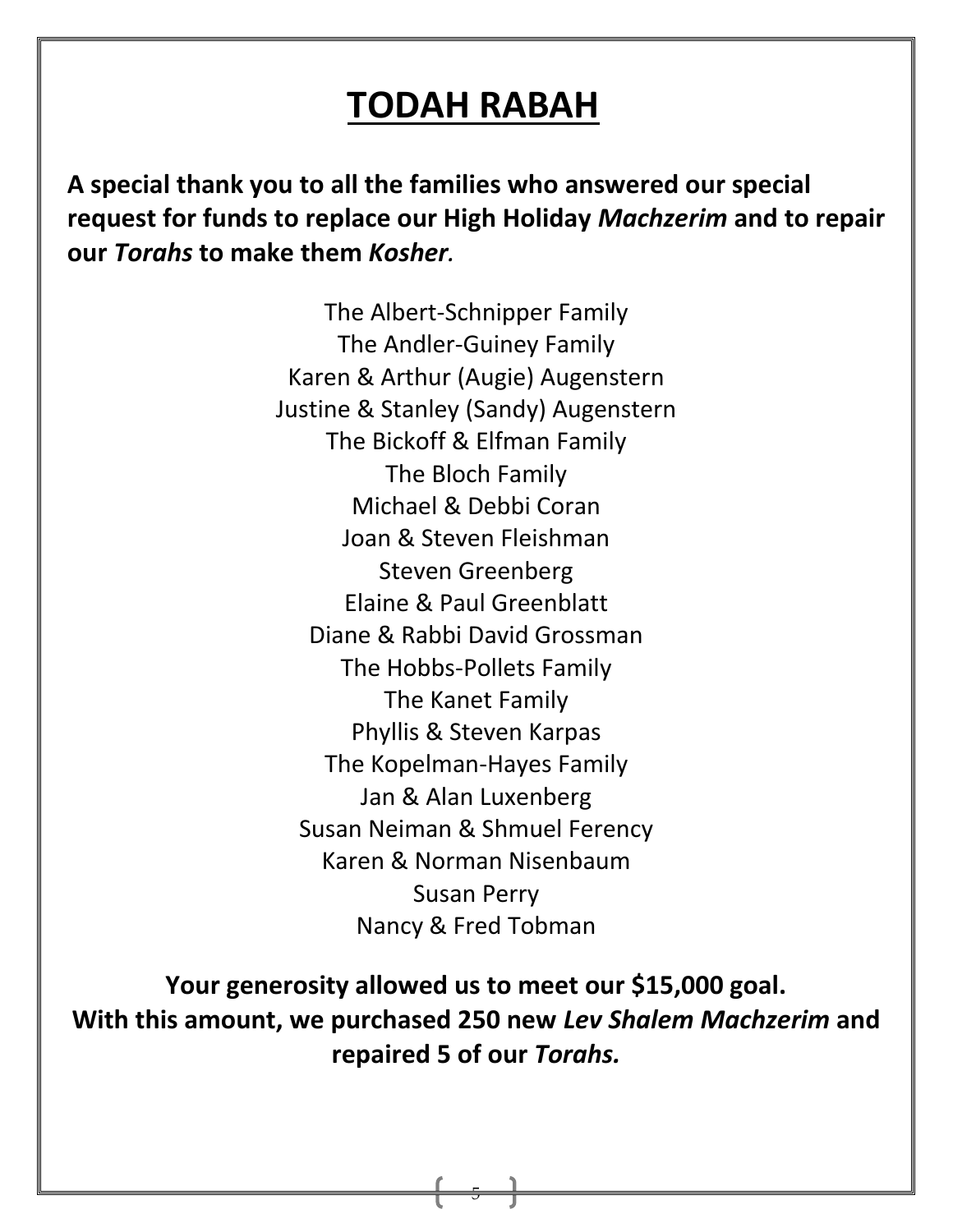# TODAH RABAH

**A special thank you to all the families who answered our special request for funds to replace our High Holiday *Machzerim* and to repair our *Torahs* to make them *Kosher.***

The Albert-Schnipper Family
The Andler-Guiney Family
Karen & Arthur (Augie) Augenstern
Justine & Stanley (Sandy) Augenstern
The Bickoff & Elfman Family
The Bloch Family
Michael & Debbi Coran
Joan & Steven Fleishman
Steven Greenberg
Elaine & Paul Greenblatt
Diane & Rabbi David Grossman
The Hobbs-Pollets Family
The Kanet Family
Phyllis & Steven Karpas
The Kopelman-Hayes Family
Jan & Alan Luxenberg
Susan Neiman & Shmuel Ferency
Karen & Norman Nisenbaum
Susan Perry
Nancy & Fred Tobman

**Your generosity allowed us to meet our $15,000 goal.**
**With this amount, we purchased 250 new *Lev Shalem Machzerim* and repaired 5 of our *Torahs.***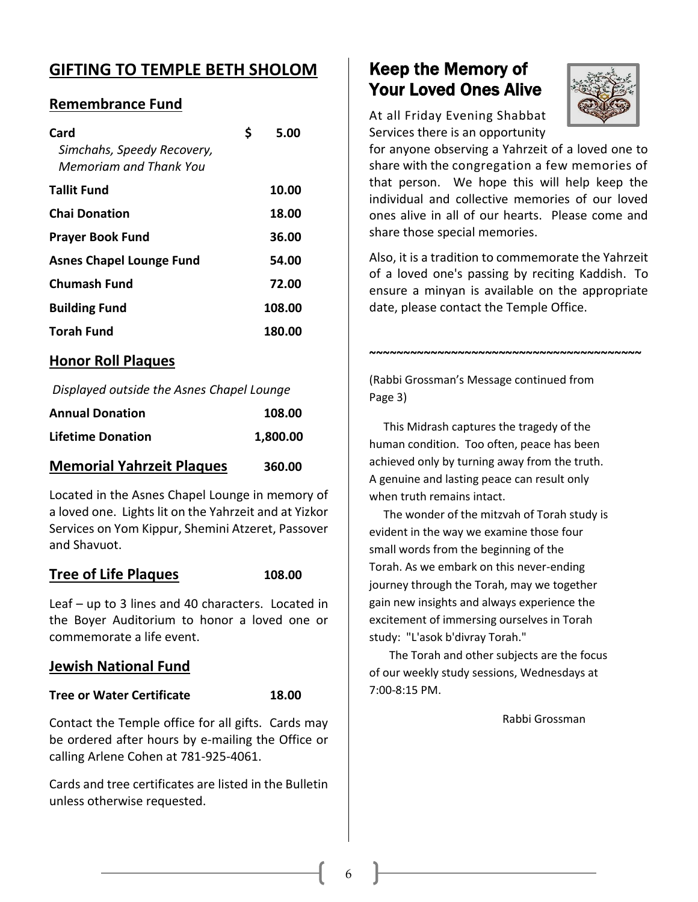## GIFTING TO TEMPLE BETH SHOLOM

### Remembrance Fund

| | |
|---|---|
| **Card** *Simchahs, Speedy Recovery, Memoriam and Thank You* | **$ 5.00** |
| **Tallit Fund** | **10.00** |
| **Chai Donation** | **18.00** |
| **Prayer Book Fund** | **36.00** |
| **Asnes Chapel Lounge Fund** | **54.00** |
| **Chumash Fund** | **72.00** |
| **Building Fund** | **108.00** |
| **Torah Fund** | **180.00** |

### Honor Roll Plaques

*Displayed outside the Asnes Chapel Lounge*

| | |
|---|---|
| **Annual Donation** | **108.00** |
| **Lifetime Donation** | **1,800.00** |

### Memorial Yahrzeit Plaques **360.00**

Located in the Asnes Chapel Lounge in memory of a loved one. Lights lit on the Yahrzeit and at Yizkor Services on Yom Kippur, Shemini Atzeret, Passover and Shavuot.

### Tree of Life Plaques **108.00**

Leaf – up to 3 lines and 40 characters. Located in the Boyer Auditorium to honor a loved one or commemorate a life event.

### Jewish National Fund

**Tree or Water Certificate** **18.00**

Contact the Temple office for all gifts. Cards may be ordered after hours by e-mailing the Office or calling Arlene Cohen at 781-925-4061.

Cards and tree certificates are listed in the Bulletin unless otherwise requested.

## Keep the Memory of Your Loved Ones Alive

At all Friday Evening Shabbat Services there is an opportunity for anyone observing a Yahrzeit of a loved one to share with the congregation a few memories of that person. We hope this will help keep the individual and collective memories of our loved ones alive in all of our hearts. Please come and share those special memories.

Also, it is a tradition to commemorate the Yahrzeit of a loved one's passing by reciting Kaddish. To ensure a minyan is available on the appropriate date, please contact the Temple Office.

~~~~~~~~~~~~~~~~~~~~~~~~~~~~~~~~~~~~~~~~

(Rabbi Grossman's Message continued from Page 3)

This Midrash captures the tragedy of the human condition. Too often, peace has been achieved only by turning away from the truth. A genuine and lasting peace can result only when truth remains intact.

The wonder of the mitzvah of Torah study is evident in the way we examine those four small words from the beginning of the Torah. As we embark on this never-ending journey through the Torah, may we together gain new insights and always experience the excitement of immersing ourselves in Torah study: "L'asok b'divray Torah."

The Torah and other subjects are the focus of our weekly study sessions, Wednesdays at 7:00-8:15 PM.

Rabbi Grossman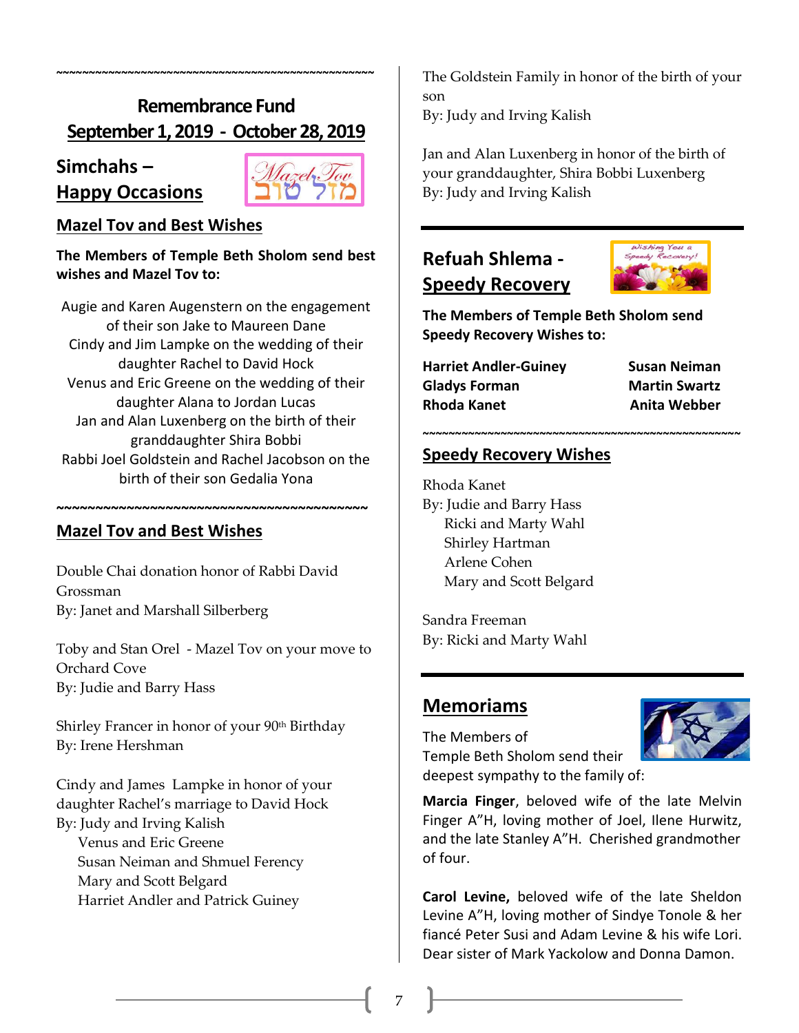~~~~~~~~~~~~~~~~~~~~~~~~~~~~~~~~~~~~~~~~~~~~~~~~~~~~~~~~~~~~

## Remembrance Fund
## September 1, 2019 - October 28, 2019

## Simchahs – Happy Occasions

### Mazel Tov and Best Wishes

**The Members of Temple Beth Sholom send best wishes and Mazel Tov to:**

Augie and Karen Augenstern on the engagement of their son Jake to Maureen Dane
Cindy and Jim Lampke on the wedding of their daughter Rachel to David Hock
Venus and Eric Greene on the wedding of their daughter Alana to Jordan Lucas
Jan and Alan Luxenberg on the birth of their granddaughter Shira Bobbi
Rabbi Joel Goldstein and Rachel Jacobson on the birth of their son Gedalia Yona

~~~~~~~~~~~~~~~~~~~~~~~~~~~~~~~~~~~~~~~~~~~~~~~~~~~~

### Mazel Tov and Best Wishes

Double Chai donation honor of Rabbi David Grossman
By: Janet and Marshall Silberberg

Toby and Stan Orel - Mazel Tov on your move to Orchard Cove
By: Judie and Barry Hass

Shirley Francer in honor of your 90th Birthday
By: Irene Hershman

Cindy and James Lampke in honor of your daughter Rachel's marriage to David Hock
By: Judy and Irving Kalish
Venus and Eric Greene
Susan Neiman and Shmuel Ferency
Mary and Scott Belgard
Harriet Andler and Patrick Guiney

The Goldstein Family in honor of the birth of your son
By: Judy and Irving Kalish

Jan and Alan Luxenberg in honor of the birth of your granddaughter, Shira Bobbi Luxenberg
By: Judy and Irving Kalish

## Refuah Shlema - Speedy Recovery

**The Members of Temple Beth Sholom send Speedy Recovery Wishes to:**

**Harriet Andler-Guiney**
**Gladys Forman**
**Rhoda Kanet**
**Susan Neiman**
**Martin Swartz**
**Anita Webber**

~~~~~~~~~~~~~~~~~~~~~~~~~~~~~~~~~~~~~~~~~~~~~~~~~~~~~~~~~~~~

### Speedy Recovery Wishes

Rhoda Kanet
By: Judie and Barry Hass
Ricki and Marty Wahl
Shirley Hartman
Arlene Cohen
Mary and Scott Belgard

Sandra Freeman
By: Ricki and Marty Wahl

## Memoriams

The Members of Temple Beth Sholom send their deepest sympathy to the family of:

**Marcia Finger**, beloved wife of the late Melvin Finger A"H, loving mother of Joel, Ilene Hurwitz, and the late Stanley A"H. Cherished grandmother of four.

**Carol Levine,** beloved wife of the late Sheldon Levine A"H, loving mother of Sindye Tonole & her fiancé Peter Susi and Adam Levine & his wife Lori. Dear sister of Mark Yackolow and Donna Damon.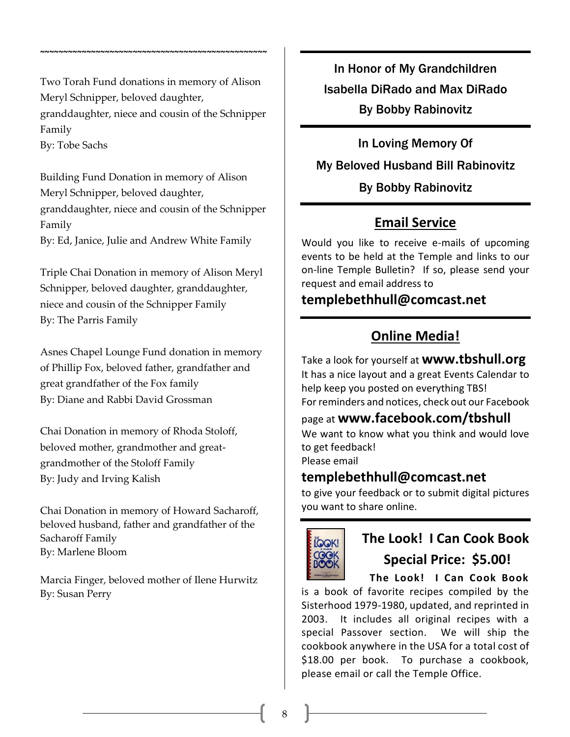~~~~~~~~~~~~~~~~~~~~~~~~~~~~~~~~~~~~~~~~~~~~~~~~~~~~~

Two Torah Fund donations in memory of Alison Meryl Schnipper, beloved daughter, granddaughter, niece and cousin of the Schnipper Family
By: Tobe Sachs

Building Fund Donation in memory of Alison Meryl Schnipper, beloved daughter, granddaughter, niece and cousin of the Schnipper Family
By: Ed, Janice, Julie and Andrew White Family

Triple Chai Donation in memory of Alison Meryl Schnipper, beloved daughter, granddaughter, niece and cousin of the Schnipper Family
By: The Parris Family

Asnes Chapel Lounge Fund donation in memory of Phillip Fox, beloved father, grandfather and great grandfather of the Fox family
By: Diane and Rabbi David Grossman

Chai Donation in memory of Rhoda Stoloff, beloved mother, grandmother and great-grandmother of the Stoloff Family
By: Judy and Irving Kalish

Chai Donation in memory of Howard Sacharoff, beloved husband, father and grandfather of the Sacharoff Family
By: Marlene Bloom

Marcia Finger, beloved mother of Ilene Hurwitz
By: Susan Perry

---

In Honor of My Grandchildren
Isabella DiRado and Max DiRado
By Bobby Rabinovitz

---

In Loving Memory Of
My Beloved Husband Bill Rabinovitz
By Bobby Rabinovitz

---

## Email Service

Would you like to receive e-mails of upcoming events to be held at the Temple and links to our on-line Temple Bulletin? If so, please send your request and email address to

**templebethhull@comcast.net**

---

## Online Media!

Take a look for yourself at **www.tbshull.org**
It has a nice layout and a great Events Calendar to help keep you posted on everything TBS!
For reminders and notices, check out our Facebook page at **www.facebook.com/tbshull**
We want to know what you think and would love to get feedback!
Please email
**templebethhull@comcast.net**
to give your feedback or to submit digital pictures you want to share online.

---

## The Look! I Can Cook Book
## Special Price: $5.00!

**The Look! I Can Cook Book** is a book of favorite recipes compiled by the Sisterhood 1979-1980, updated, and reprinted in 2003. It includes all original recipes with a special Passover section. We will ship the cookbook anywhere in the USA for a total cost of $18.00 per book. To purchase a cookbook, please email or call the Temple Office.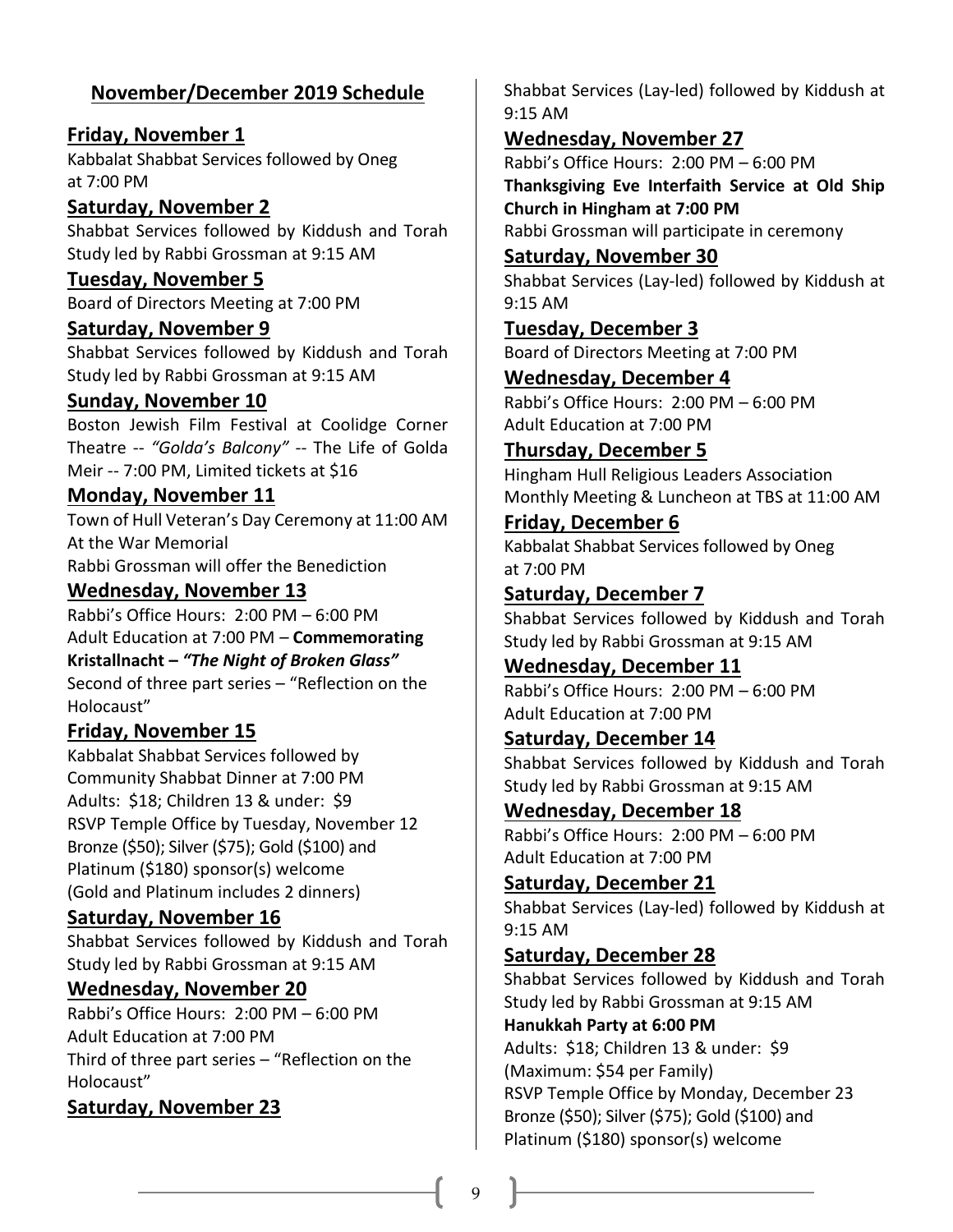## November/December 2019 Schedule

### Friday, November 1

Kabbalat Shabbat Services followed by Oneg at 7:00 PM

### Saturday, November 2

Shabbat Services followed by Kiddush and Torah Study led by Rabbi Grossman at 9:15 AM

### Tuesday, November 5

Board of Directors Meeting at 7:00 PM

### Saturday, November 9

Shabbat Services followed by Kiddush and Torah Study led by Rabbi Grossman at 9:15 AM

### Sunday, November 10

Boston Jewish Film Festival at Coolidge Corner Theatre -- *"Golda's Balcony"* -- The Life of Golda Meir -- 7:00 PM, Limited tickets at $16

### Monday, November 11

Town of Hull Veteran's Day Ceremony at 11:00 AM At the War Memorial
Rabbi Grossman will offer the Benediction

### Wednesday, November 13

Rabbi's Office Hours: 2:00 PM – 6:00 PM
Adult Education at 7:00 PM – **Commemorating Kristallnacht –** ***"The Night of Broken Glass"***
Second of three part series – "Reflection on the Holocaust"

### Friday, November 15

Kabbalat Shabbat Services followed by Community Shabbat Dinner at 7:00 PM
Adults: $18; Children 13 & under: $9
RSVP Temple Office by Tuesday, November 12
Bronze ($50); Silver ($75); Gold ($100) and Platinum ($180) sponsor(s) welcome
(Gold and Platinum includes 2 dinners)

### Saturday, November 16

Shabbat Services followed by Kiddush and Torah Study led by Rabbi Grossman at 9:15 AM

### Wednesday, November 20

Rabbi's Office Hours: 2:00 PM – 6:00 PM
Adult Education at 7:00 PM
Third of three part series – "Reflection on the Holocaust"

### Saturday, November 23

Shabbat Services (Lay-led) followed by Kiddush at 9:15 AM

### Wednesday, November 27

Rabbi's Office Hours: 2:00 PM – 6:00 PM
**Thanksgiving Eve Interfaith Service at Old Ship Church in Hingham at 7:00 PM**
Rabbi Grossman will participate in ceremony

### Saturday, November 30

Shabbat Services (Lay-led) followed by Kiddush at 9:15 AM

### Tuesday, December 3

Board of Directors Meeting at 7:00 PM

### Wednesday, December 4

Rabbi's Office Hours: 2:00 PM – 6:00 PM
Adult Education at 7:00 PM

### Thursday, December 5

Hingham Hull Religious Leaders Association Monthly Meeting & Luncheon at TBS at 11:00 AM

### Friday, December 6

Kabbalat Shabbat Services followed by Oneg at 7:00 PM

### Saturday, December 7

Shabbat Services followed by Kiddush and Torah Study led by Rabbi Grossman at 9:15 AM

### Wednesday, December 11

Rabbi's Office Hours: 2:00 PM – 6:00 PM
Adult Education at 7:00 PM

### Saturday, December 14

Shabbat Services followed by Kiddush and Torah Study led by Rabbi Grossman at 9:15 AM

### Wednesday, December 18

Rabbi's Office Hours: 2:00 PM – 6:00 PM
Adult Education at 7:00 PM

### Saturday, December 21

Shabbat Services (Lay-led) followed by Kiddush at 9:15 AM

### Saturday, December 28

Shabbat Services followed by Kiddush and Torah Study led by Rabbi Grossman at 9:15 AM
**Hanukkah Party at 6:00 PM**
Adults: $18; Children 13 & under: $9
(Maximum: $54 per Family)
RSVP Temple Office by Monday, December 23
Bronze ($50); Silver ($75); Gold ($100) and Platinum ($180) sponsor(s) welcome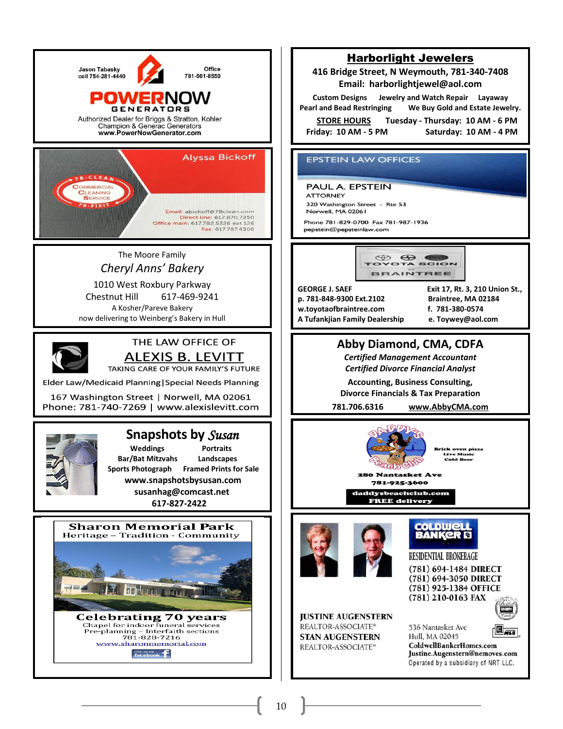Jason Tabasky
cell 754-281-4440

Office
781-561-8550

**POWERNOW**
GENERATORS

Authorized Dealer for Briggs & Stratton, Kohler
Champion & Generac Generators
www.PowerNowGenerator.com

---

Alyssa Bickoff

78-CLEAN
COMMERCIAL CLEANING SERVICE
78-FIXIT

Email: abickoff@78clean.com
Direct line: 617.870.7250
Office main: 617.782.5326 ext 126
Fax: 617.787.4306

---

The Moore Family

*Cheryl Anns' Bakery*

1010 West Roxbury Parkway
Chestnut Hill 617-469-9241
A Kosher/Pareve Bakery
now delivering to Weinberg's Bakery in Hull

---

THE LAW OFFICE OF
ALEXIS B. LEVITT
TAKING CARE OF YOUR FAMILY'S FUTURE

Elder Law/Medicaid Planning|Special Needs Planning

167 Washington Street | Norwell, MA 02061
Phone: 781-740-7269 | www.alexislevitt.com

---

**Snapshots by *Susan***

Weddings | Portraits
Bar/Bat Mitzvahs | Landscapes
Sports Photograph | Framed Prints for Sale

**www.snapshotsbysusan.com**
**susanhag@comcast.net**
**617-827-2422**

---

**Sharon Memorial Park**
Heritage – Tradition - Community

**Celebrating 70 years**
Chapel for indoor funeral services
Pre-planning – Interfaith sections
781-828-7216
www.sharonmemorial.com

Like us on facebook

---

## Harborlight Jewelers

**416 Bridge Street, N Weymouth, 781-340-7408**
**Email: harborlightjewel@aol.com**

Custom Designs | Jewelry and Watch Repair | Layaway
Pearl and Bead Restringing | We Buy Gold and Estate Jewelry.

**STORE HOURS** Tuesday - Thursday: 10 AM - 6 PM
Friday: 10 AM - 5 PM | Saturday: 10 AM - 4 PM

---

EPSTEIN LAW OFFICES

PAUL A. EPSTEIN
ATTORNEY
320 Washington Street - Rte 53
Norwell, MA 02061

Phone 781-829-0700 Fax 781-987-1936
pepstein@pepsteinlaw.com

---

TOYOTA SCION OF BRAINTREE

**GEORGE J. SAEF**
**p. 781-848-9300 Ext.2102**
**w.toyotaofbraintree.com**
**A Tufankjian Family Dealership**

**Exit 17, Rt. 3, 210 Union St.,**
**Braintree, MA 02184**
**f. 781-380-0574**
**e. Toywey@aol.com**

---

## Abby Diamond, CMA, CDFA

***Certified Management Accountant***
***Certified Divorce Financial Analyst***

**Accounting, Business Consulting,**
**Divorce Financials & Tax Preparation**

**781.706.6316** **www.AbbyCMA.com**

---

DADDY'S Beach Club

Brick oven pizza
Live Music
Cold Beer

**280 Nantasket Ave**
**781-925-3600**
**daddysbeachclub.com**
**FREE delivery**

---

COLDWELL BANKER
RESIDENTIAL BROKERAGE

(781) 694-1484 DIRECT
(781) 694-3050 DIRECT
(781) 925-1384 OFFICE
(781) 210-0163 FAX

**JUSTINE AUGENSTERN**
REALTOR-ASSOCIATE®
**STAN AUGENSTERN**
REALTOR-ASSOCIATE®

536 Nantasket Ave
Hull, MA 02045
ColdwellBankerHomes.com
Justine.Augenstern@nemoves.com
Operated by a subsidiary of NRT LLC.